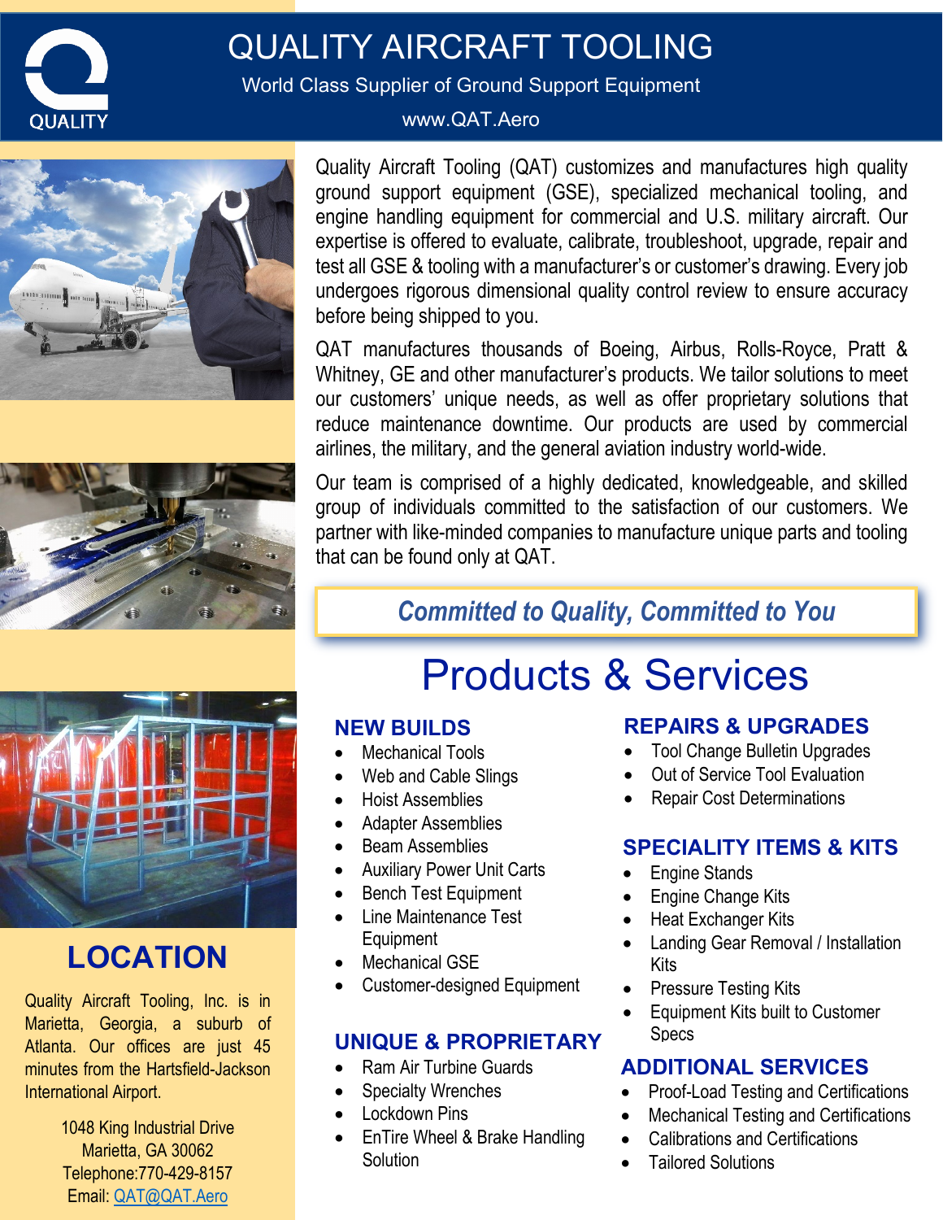# QUALITY AIRCRAFT TOOLING

World Class Supplier of Ground Support Equipment

www.QAT.Aero

Quality Aircraft Tooling (QAT) customizes and manufactures high quality ground support equipment (GSE), specialized mechanical tooling, and engine handling equipment for commercial and U.S. military aircraft. Our expertise is offered to evaluate, calibrate, troubleshoot, upgrade, repair and test all GSE & tooling with a manufacturer's or customer's drawing. Every job undergoes rigorous dimensional quality control review to ensure accuracy before being shipped to you.

QAT manufactures thousands of Boeing, Airbus, Rolls-Royce, Pratt & Whitney, GE and other manufacturer's products. We tailor solutions to meet our customers' unique needs, as well as offer proprietary solutions that reduce maintenance downtime. Our products are used by commercial airlines, the military, and the general aviation industry world-wide.

Our team is comprised of a highly dedicated, knowledgeable, and skilled group of individuals committed to the satisfaction of our customers. We partner with like-minded companies to manufacture unique parts and tooling that can be found only at QAT.

***Committed to Quality, Committed to You***

## Products & Services

### NEW BUILDS

- Mechanical Tools
- Web and Cable Slings
- Hoist Assemblies
- Adapter Assemblies
- Beam Assemblies
- Auxiliary Power Unit Carts
- Bench Test Equipment
- Line Maintenance Test Equipment
- Mechanical GSE
- Customer-designed Equipment

### UNIQUE & PROPRIETARY

- Ram Air Turbine Guards
- Specialty Wrenches
- Lockdown Pins
- EnTire Wheel & Brake Handling Solution

### REPAIRS & UPGRADES

- Tool Change Bulletin Upgrades
- Out of Service Tool Evaluation
- Repair Cost Determinations

### SPECIALITY ITEMS & KITS

- Engine Stands
- Engine Change Kits
- Heat Exchanger Kits
- Landing Gear Removal / Installation Kits
- Pressure Testing Kits
- Equipment Kits built to Customer Specs

### ADDITIONAL SERVICES

- Proof-Load Testing and Certifications
- Mechanical Testing and Certifications
- Calibrations and Certifications
- Tailored Solutions

## LOCATION

Quality Aircraft Tooling, Inc. is in Marietta, Georgia, a suburb of Atlanta. Our offices are just 45 minutes from the Hartsfield-Jackson International Airport.

1048 King Industrial Drive
Marietta, GA 30062
Telephone:770-429-8157
Email: QAT@QAT.Aero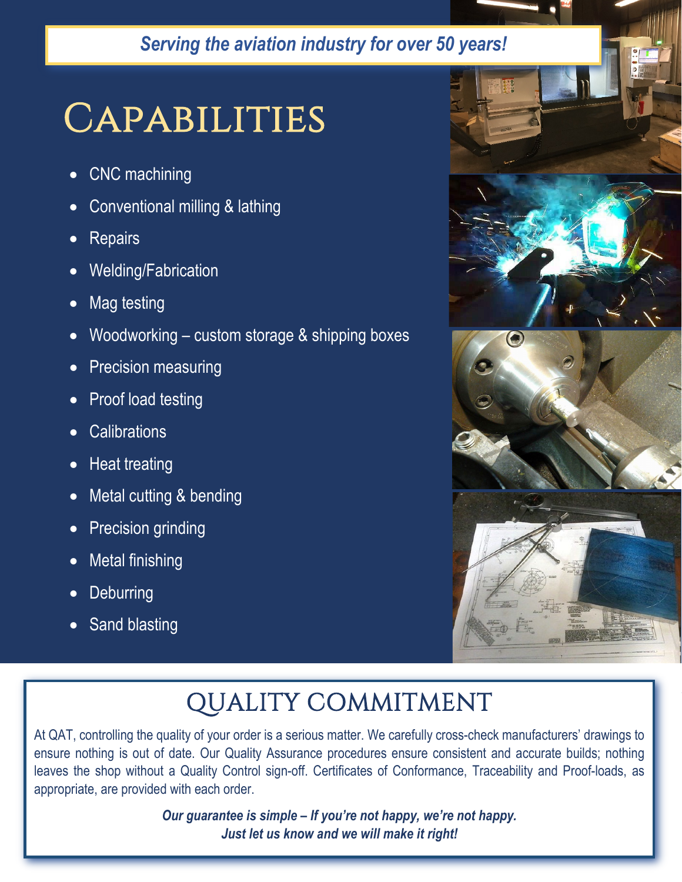*Serving the aviation industry for over 50 years!*

# Capabilities

- CNC machining
- Conventional milling & lathing
- Repairs
- Welding/Fabrication
- Mag testing
- Woodworking – custom storage & shipping boxes
- Precision measuring
- Proof load testing
- Calibrations
- Heat treating
- Metal cutting & bending
- Precision grinding
- Metal finishing
- Deburring
- Sand blasting

## Quality Commitment

At QAT, controlling the quality of your order is a serious matter. We carefully cross-check manufacturers' drawings to ensure nothing is out of date. Our Quality Assurance procedures ensure consistent and accurate builds; nothing leaves the shop without a Quality Control sign-off. Certificates of Conformance, Traceability and Proof-loads, as appropriate, are provided with each order.

***Our guarantee is simple – If you're not happy, we're not happy.***
***Just let us know and we will make it right!***